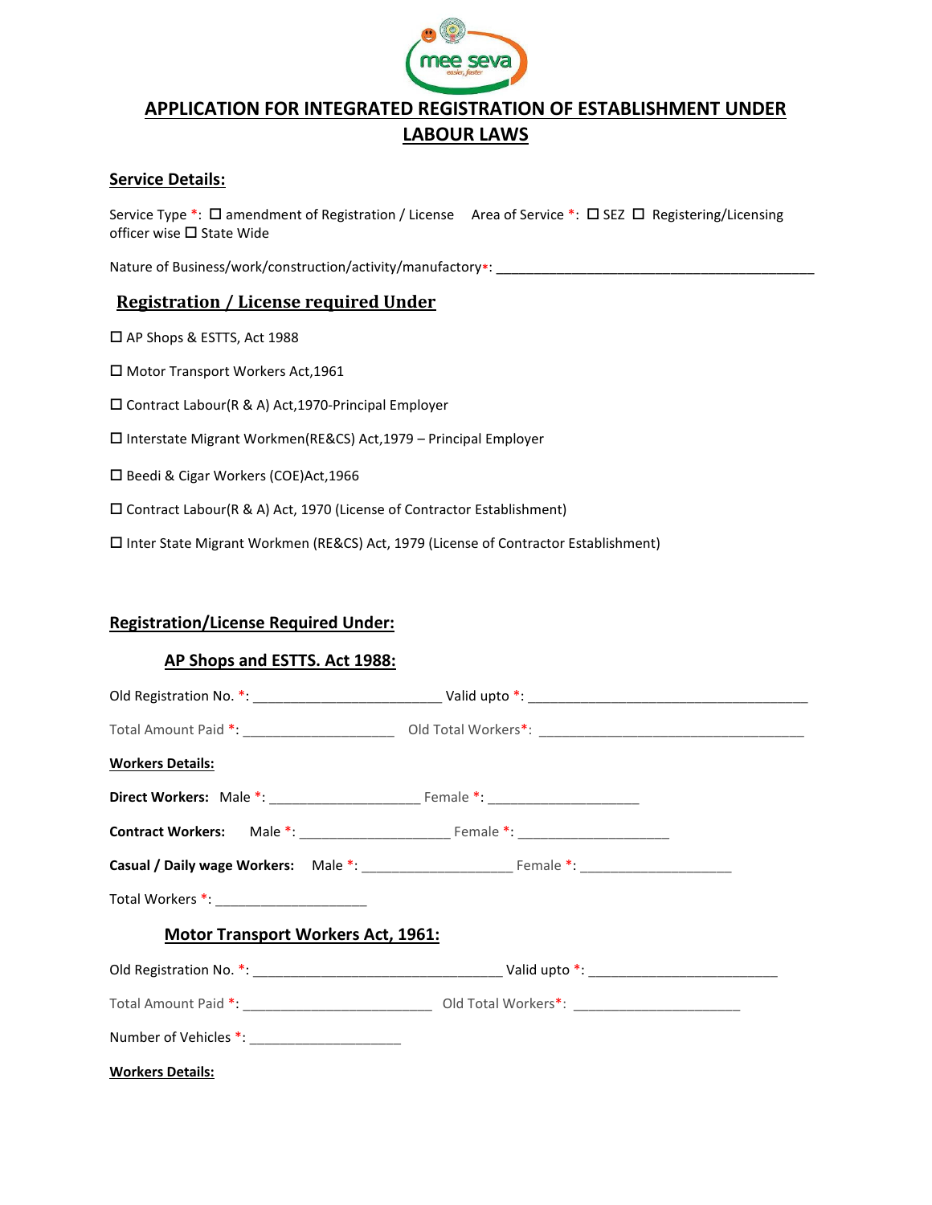# APPLICATION FOR INTEGRATED REGISTRATION OF ESTABLISHMENT UNDER LABOUR LAWS

## Service Details:

Service Type *: ☐ amendment of Registration / License  Area of Service *: ☐ SEZ ☐ Registering/Licensing officer wise ☐ State Wide

Nature of Business/work/construction/activity/manufactory*: ___________________________________________

## Registration / License required Under

☐ AP Shops & ESTTS, Act 1988

☐ Motor Transport Workers Act,1961

☐ Contract Labour(R & A) Act,1970-Principal Employer

☐ Interstate Migrant Workmen(RE&CS) Act,1979 – Principal Employer

☐ Beedi & Cigar Workers (COE)Act,1966

☐ Contract Labour(R & A) Act, 1970 (License of Contractor Establishment)

☐ Inter State Migrant Workmen (RE&CS) Act, 1979 (License of Contractor Establishment)

## Registration/License Required Under:

### AP Shops and ESTTS. Act 1988:

Old Registration No. *: _________________________ Valid upto *: ______________________________________

Total Amount Paid *: ____________________ Old Total Workers*: ____________________________________

**Workers Details:**

**Direct Workers:** Male *: ____________________ Female *: ____________________

**Contract Workers:** Male *: ____________________ Female *: ____________________

**Casual / Daily wage Workers:** Male *: ____________________ Female *: ____________________

Total Workers *: ____________________

### Motor Transport Workers Act, 1961:

Old Registration No. *: _________________________________ Valid upto *: _________________________

Total Amount Paid *: _________________________ Old Total Workers*: ______________________

Number of Vehicles *: ____________________

**Workers Details:**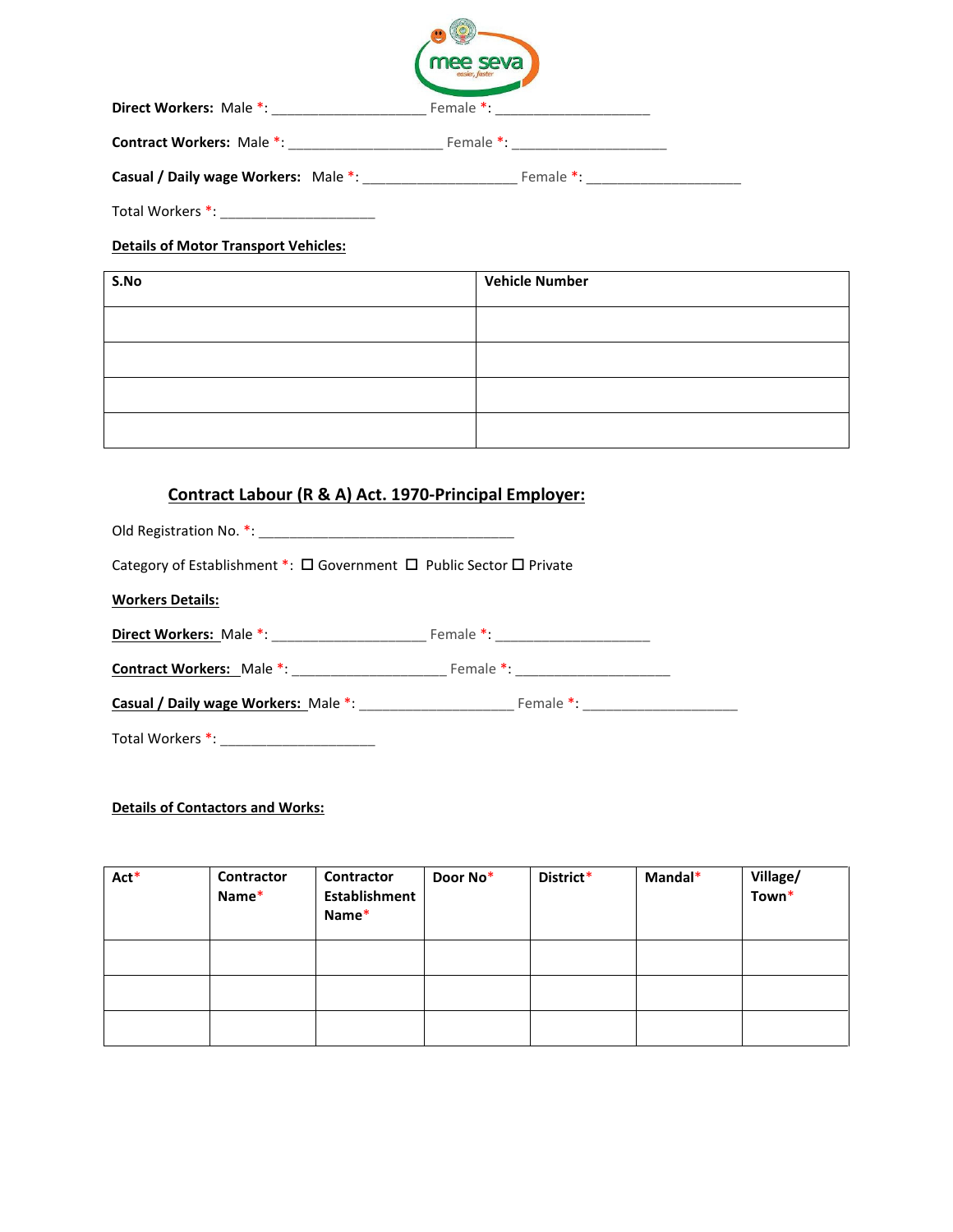**Direct Workers:** Male *: ____________________ Female *: ____________________

**Contract Workers:** Male *: ____________________ Female *: ____________________

**Casual / Daily wage Workers:** Male *: ____________________ Female *: ____________________

Total Workers *: ____________________

**Details of Motor Transport Vehicles:**

| S.No | Vehicle Number |
|---|---|
| | |
| | |
| | |
| | |

## Contract Labour (R & A) Act. 1970-Principal Employer:

Old Registration No. *: ________________________________

Category of Establishment *: ☐ Government ☐ Public Sector ☐ Private

**Workers Details:**

**Direct Workers:** Male *: ____________________ Female *: ____________________

**Contract Workers:** Male *: ____________________ Female *: ____________________

**Casual / Daily wage Workers:** Male *: ____________________ Female *: ____________________

Total Workers *: ____________________

**Details of Contactors and Works:**

| Act* | Contractor Name* | Contractor Establishment Name* | Door No* | District* | Mandal* | Village/ Town* |
|---|---|---|---|---|---|---|
| | | | | | | |
| | | | | | | |
| | | | | | | |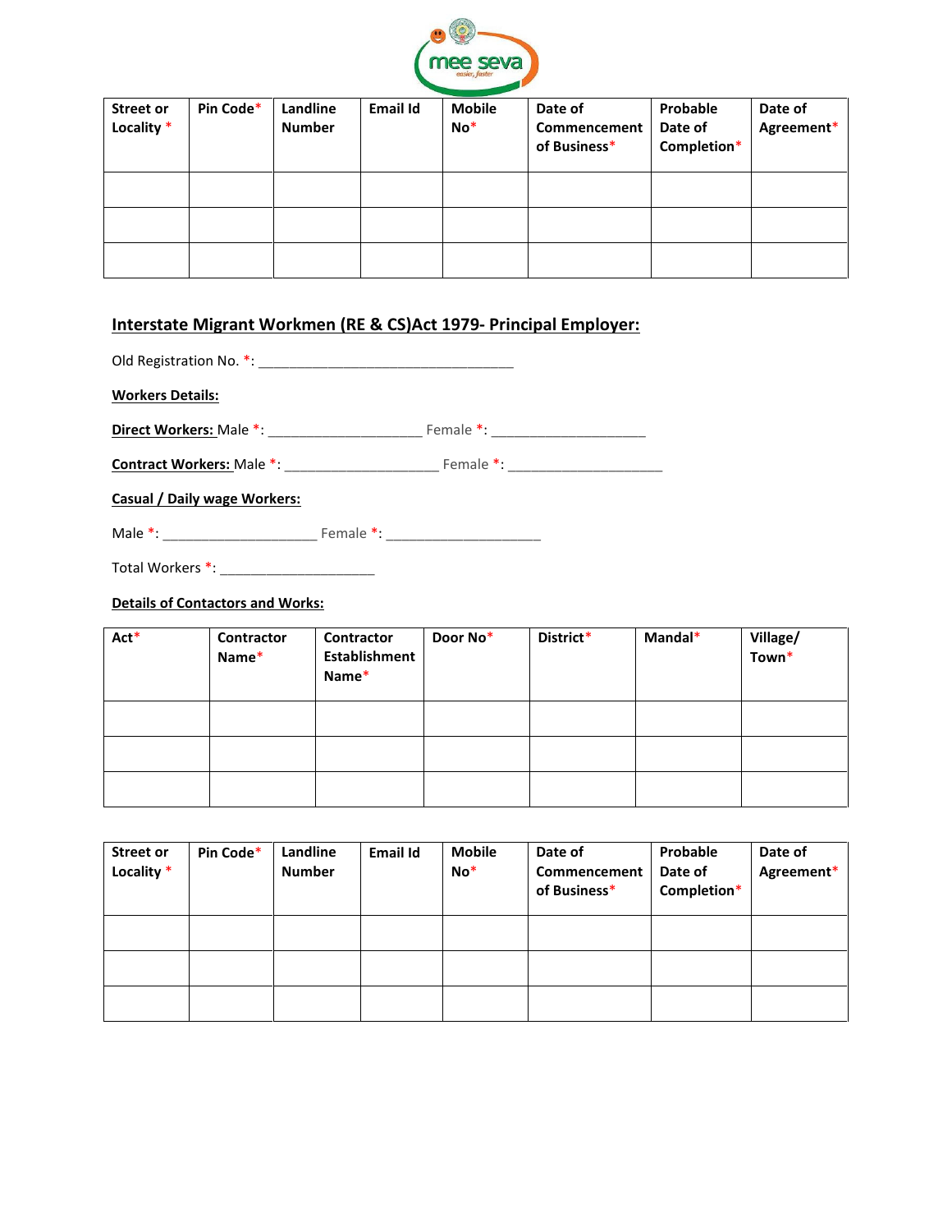| Street or Locality * | Pin Code* | Landline Number | Email Id | Mobile No* | Date of Commencement of Business* | Probable Date of Completion* | Date of Agreement* |
|---|---|---|---|---|---|---|---|
| | | | | | | | |
| | | | | | | | |
| | | | | | | | |

## Interstate Migrant Workmen (RE & CS)Act 1979- Principal Employer:

Old Registration No. *: ___________________________________

**Workers Details:**

**Direct Workers:** Male *: _____________________ Female *: _____________________

**Contract Workers:** Male *: _____________________ Female *: _____________________

**Casual / Daily wage Workers:**

Male *: _____________________ Female *: _____________________

Total Workers *: _____________________

**Details of Contactors and Works:**

| Act* | Contractor Name* | Contractor Establishment Name* | Door No* | District* | Mandal* | Village/ Town* |
|---|---|---|---|---|---|---|
| | | | | | | |
| | | | | | | |
| | | | | | | |

| Street or Locality * | Pin Code* | Landline Number | Email Id | Mobile No* | Date of Commencement of Business* | Probable Date of Completion* | Date of Agreement* |
|---|---|---|---|---|---|---|---|
| | | | | | | | |
| | | | | | | | |
| | | | | | | | |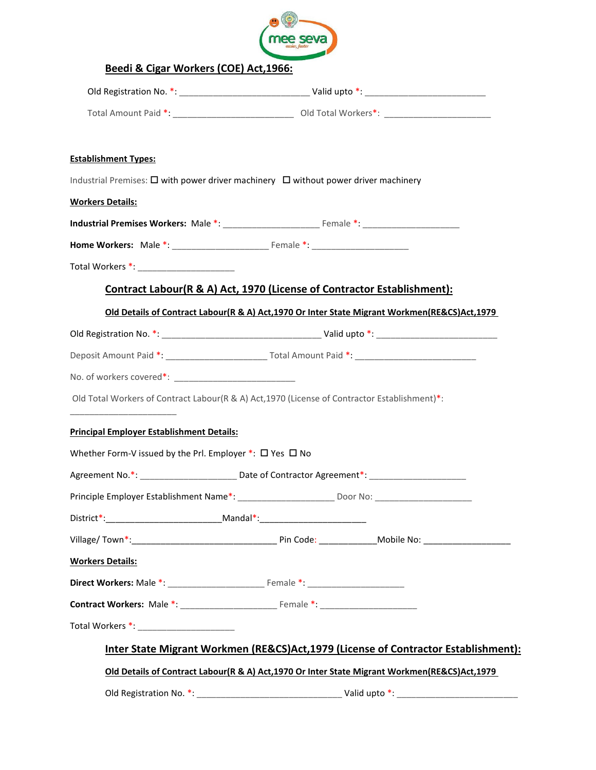## Beedi & Cigar Workers (COE) Act,1966:

Old Registration No. *: ___________________________ Valid upto *: _________________________

Total Amount Paid *: _________________________ Old Total Workers*: ______________________

**Establishment Types:**

Industrial Premises: ☐ with power driver machinery ☐ without power driver machinery

**Workers Details:**

**Industrial Premises Workers:** Male *: ____________________ Female *: ____________________

**Home Workers:** Male *: ____________________ Female *: ____________________

Total Workers *: ____________________

## Contract Labour(R & A) Act, 1970 (License of Contractor Establishment):

**Old Details of Contract Labour(R & A) Act,1970 Or Inter State Migrant Workmen(RE&CS)Act,1979**

Old Registration No. *: _________________________________ Valid upto *: _________________________

Deposit Amount Paid *: _____________________ Total Amount Paid *: _________________________

No. of workers covered*: _________________________

Old Total Workers of Contract Labour(R & A) Act,1970 (License of Contractor Establishment)*: ______________________

**Principal Employer Establishment Details:**

Whether Form-V issued by the Prl. Employer *: ☐ Yes ☐ No

Agreement No.*: ____________________ Date of Contractor Agreement*: ____________________

Principle Employer Establishment Name*: ____________________ Door No: ____________________

District*:________________________Mandal*:______________________

Village/ Town*:______________________________ Pin Code: ____________Mobile No: __________________

**Workers Details:**

**Direct Workers:** Male *: ____________________ Female *: ____________________

**Contract Workers:** Male *: ____________________ Female *: ____________________

Total Workers *: ____________________

## Inter State Migrant Workmen (RE&CS)Act,1979 (License of Contractor Establishment):

**Old Details of Contract Labour(R & A) Act,1970 Or Inter State Migrant Workmen(RE&CS)Act,1979**

Old Registration No. *: ______________________________ Valid upto *: _________________________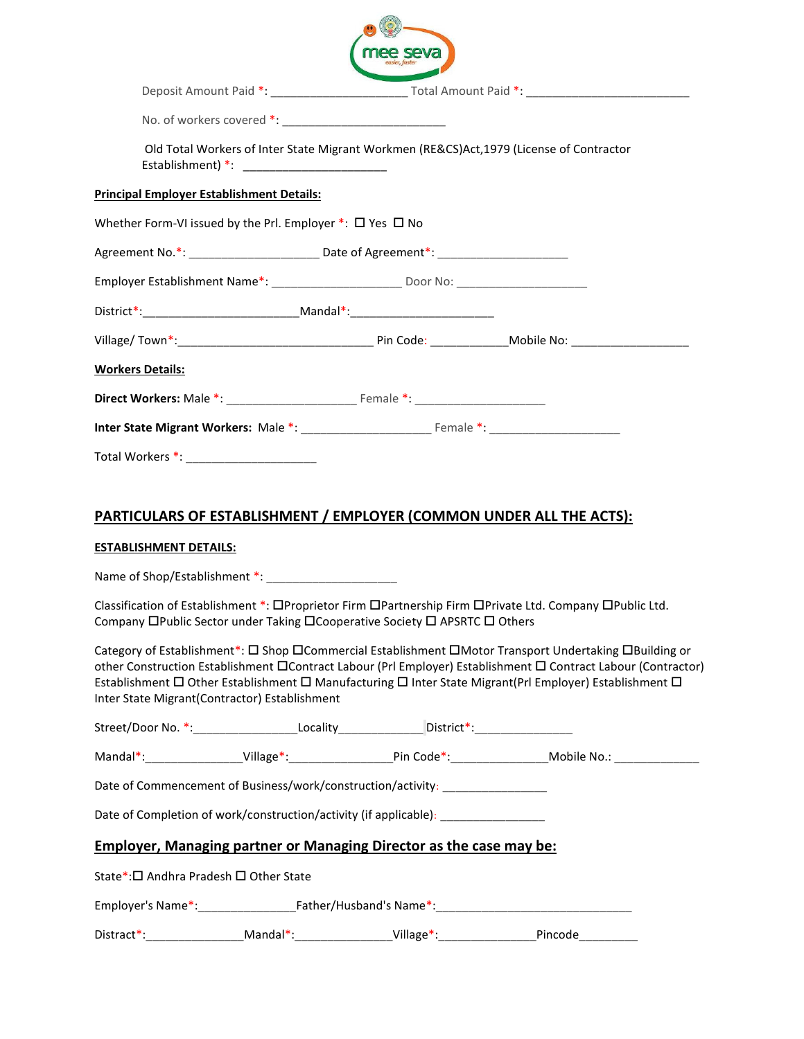mee seva

Deposit Amount Paid *: ____________________ Total Amount Paid *: ________________________

No. of workers covered *: ________________________

Old Total Workers of Inter State Migrant Workmen (RE&CS)Act,1979 (License of Contractor Establishment) *: _____________________

**Principal Employer Establishment Details:**

Whether Form-VI issued by the Prl. Employer *: ☐ Yes ☐ No

Agreement No.*: ___________________ Date of Agreement*: ___________________

Employer Establishment Name*: ___________________ Door No: ___________________

District*:_______________________Mandal*:_____________________

Village/ Town*:_____________________________ Pin Code: ___________Mobile No: _________________

**Workers Details:**

**Direct Workers:** Male *: ___________________ Female *: ___________________

**Inter State Migrant Workers:** Male *: ___________________ Female *: ___________________

Total Workers *: ___________________

## PARTICULARS OF ESTABLISHMENT / EMPLOYER (COMMON UNDER ALL THE ACTS):

**ESTABLISHMENT DETAILS:**

Name of Shop/Establishment *: ___________________

Classification of Establishment *: ☐Proprietor Firm ☐Partnership Firm ☐Private Ltd. Company ☐Public Ltd. Company ☐Public Sector under Taking ☐Cooperative Society ☐ APSRTC ☐ Others

Category of Establishment*: ☐ Shop ☐Commercial Establishment ☐Motor Transport Undertaking ☐Building or other Construction Establishment ☐Contract Labour (Prl Employer) Establishment ☐ Contract Labour (Contractor) Establishment ☐ Other Establishment ☐ Manufacturing ☐ Inter State Migrant(Prl Employer) Establishment ☐ Inter State Migrant(Contractor) Establishment

Street/Door No. *:_______________Locality____________District*:______________

Mandal*:______________Village*:_______________Pin Code*:______________Mobile No.: ____________

Date of Commencement of Business/work/construction/activity: _______________

Date of Completion of work/construction/activity (if applicable): _______________

## Employer, Managing partner or Managing Director as the case may be:

State*:☐ Andhra Pradesh ☐ Other State

Employer's Name*:______________Father/Husband's Name*:_____________________________

Distract*:______________Mandal*:______________Village*:______________Pincode_________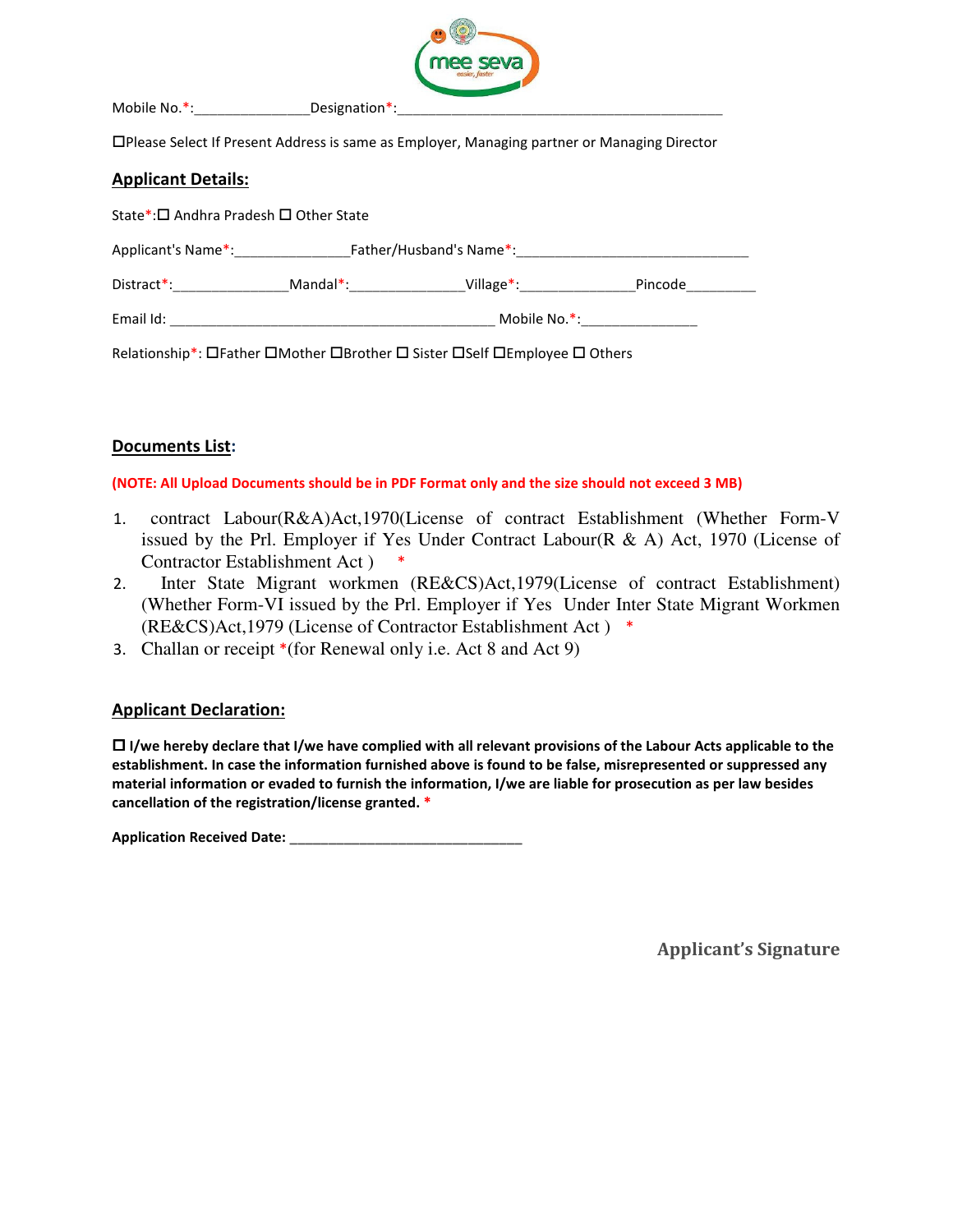Mobile No.*:_______________Designation*:___________________________________________

☐Please Select If Present Address is same as Employer, Managing partner or Managing Director

## Applicant Details:

State*:☐ Andhra Pradesh ☐ Other State

Applicant's Name*:_______________Father/Husband's Name*:______________________________

Distract*:_______________Mandal*:_______________Village*:_______________Pincode_________

Email Id: ___________________________________________ Mobile No.*:_______________

Relationship*: ☐Father ☐Mother ☐Brother ☐ Sister ☐Self ☐Employee ☐ Others

## Documents List:

**(NOTE: All Upload Documents should be in PDF Format only and the size should not exceed 3 MB)**

1. contract Labour(R&A)Act,1970(License of contract Establishment (Whether Form-V issued by the Prl. Employer if Yes Under Contract Labour(R & A) Act, 1970 (License of Contractor Establishment Act ) *
2. Inter State Migrant workmen (RE&CS)Act,1979(License of contract Establishment) (Whether Form-VI issued by the Prl. Employer if Yes Under Inter State Migrant Workmen (RE&CS)Act,1979 (License of Contractor Establishment Act ) *
3. Challan or receipt *(for Renewal only i.e. Act 8 and Act 9)

## Applicant Declaration:

**☐ I/we hereby declare that I/we have complied with all relevant provisions of the Labour Acts applicable to the establishment. In case the information furnished above is found to be false, misrepresented or suppressed any material information or evaded to furnish the information, I/we are liable for prosecution as per law besides cancellation of the registration/license granted. ***

**Application Received Date:** ______________________________

**Applicant's Signature**